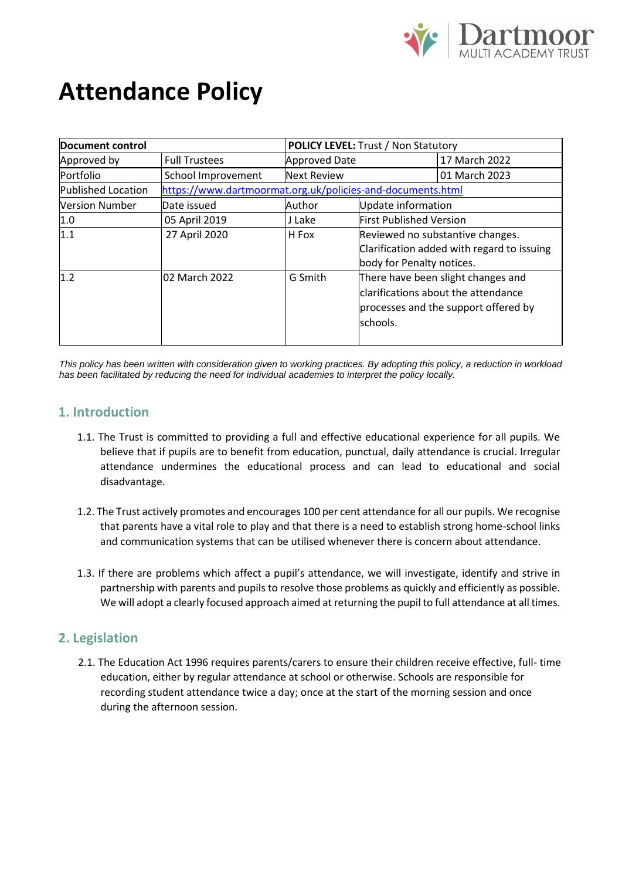# Attendance Policy

| Document control | | POLICY LEVEL: Trust / Non Statutory | |
|---|---|---|---|
| Approved by | Full Trustees | Approved Date | 17 March 2022 |
| Portfolio | School Improvement | Next Review | 01 March 2023 |
| Published Location | https://www.dartmoormat.org.uk/policies-and-documents.html | | |
| Version Number | Date issued | Author | Update information |
| 1.0 | 05 April 2019 | J Lake | First Published Version |
| 1.1 | 27 April 2020 | H Fox | Reviewed no substantive changes. Clarification added with regard to issuing body for Penalty notices. |
| 1.2 | 02 March 2022 | G Smith | There have been slight changes and clarifications about the attendance processes and the support offered by schools. |

*This policy has been written with consideration given to working practices. By adopting this policy, a reduction in workload has been facilitated by reducing the need for individual academies to interpret the policy locally.*

## 1. Introduction

1.1. The Trust is committed to providing a full and effective educational experience for all pupils. We believe that if pupils are to benefit from education, punctual, daily attendance is crucial. Irregular attendance undermines the educational process and can lead to educational and social disadvantage.

1.2. The Trust actively promotes and encourages 100 per cent attendance for all our pupils. We recognise that parents have a vital role to play and that there is a need to establish strong home-school links and communication systems that can be utilised whenever there is concern about attendance.

1.3. If there are problems which affect a pupil's attendance, we will investigate, identify and strive in partnership with parents and pupils to resolve those problems as quickly and efficiently as possible. We will adopt a clearly focused approach aimed at returning the pupil to full attendance at all times.

## 2. Legislation

2.1. The Education Act 1996 requires parents/carers to ensure their children receive effective, full- time education, either by regular attendance at school or otherwise. Schools are responsible for recording student attendance twice a day; once at the start of the morning session and once during the afternoon session.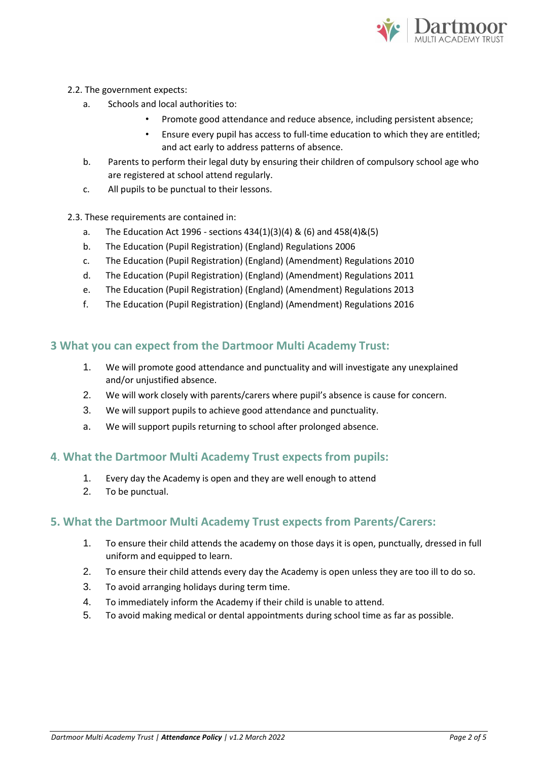2.2. The government expects:

a. Schools and local authorities to:
   - Promote good attendance and reduce absence, including persistent absence;
   - Ensure every pupil has access to full-time education to which they are entitled; and act early to address patterns of absence.

b. Parents to perform their legal duty by ensuring their children of compulsory school age who are registered at school attend regularly.

c. All pupils to be punctual to their lessons.

2.3. These requirements are contained in:

a. The Education Act 1996 - sections 434(1)(3)(4) & (6) and 458(4)&(5)
b. The Education (Pupil Registration) (England) Regulations 2006
c. The Education (Pupil Registration) (England) (Amendment) Regulations 2010
d. The Education (Pupil Registration) (England) (Amendment) Regulations 2011
e. The Education (Pupil Registration) (England) (Amendment) Regulations 2013
f. The Education (Pupil Registration) (England) (Amendment) Regulations 2016

## 3 What you can expect from the Dartmoor Multi Academy Trust:

1. We will promote good attendance and punctuality and will investigate any unexplained and/or unjustified absence.
2. We will work closely with parents/carers where pupil's absence is cause for concern.
3. We will support pupils to achieve good attendance and punctuality.

a. We will support pupils returning to school after prolonged absence.

## 4. What the Dartmoor Multi Academy Trust expects from pupils:

1. Every day the Academy is open and they are well enough to attend
2. To be punctual.

## 5. What the Dartmoor Multi Academy Trust expects from Parents/Carers:

1. To ensure their child attends the academy on those days it is open, punctually, dressed in full uniform and equipped to learn.
2. To ensure their child attends every day the Academy is open unless they are too ill to do so.
3. To avoid arranging holidays during term time.
4. To immediately inform the Academy if their child is unable to attend.
5. To avoid making medical or dental appointments during school time as far as possible.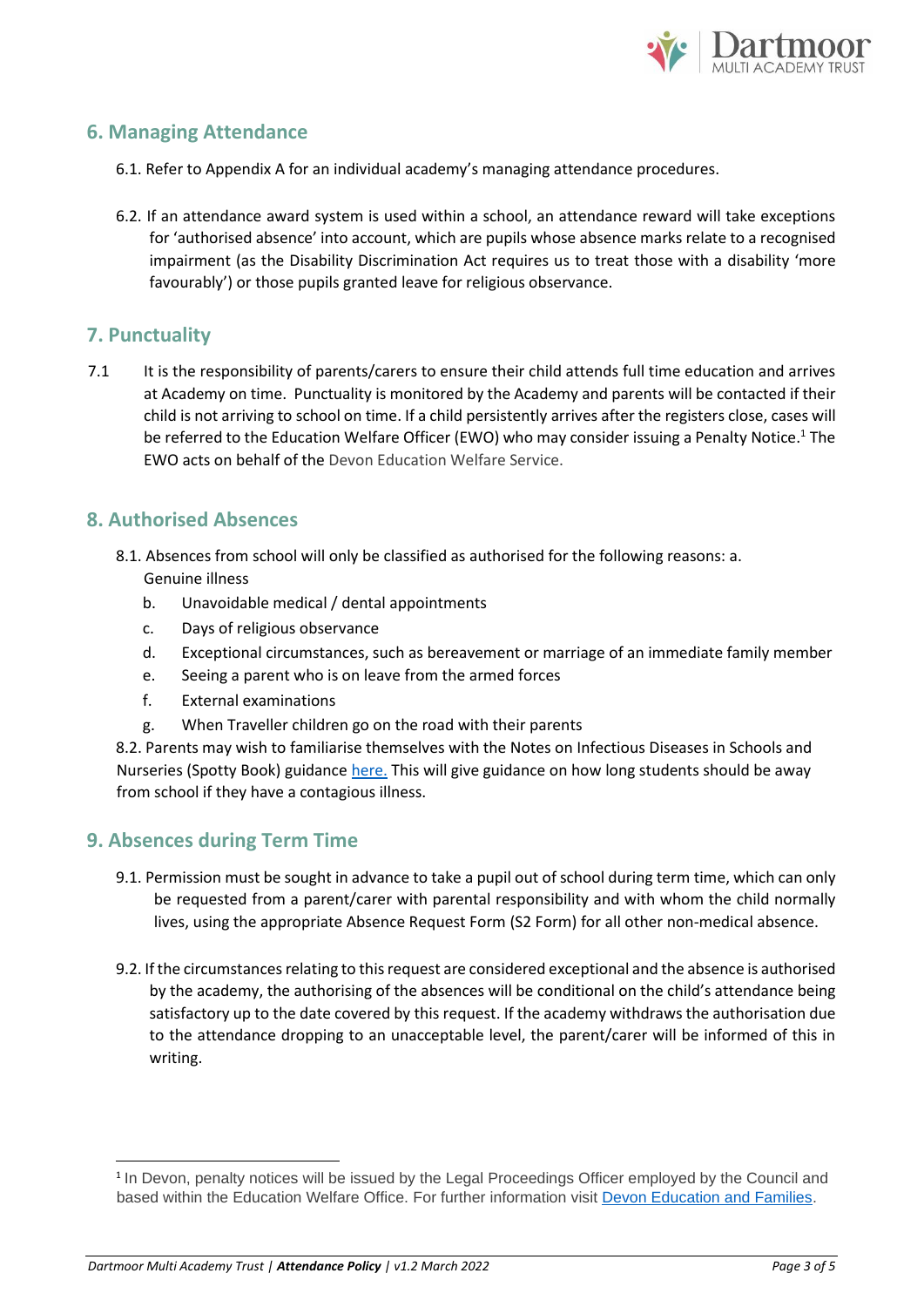## 6. Managing Attendance

6.1. Refer to Appendix A for an individual academy's managing attendance procedures.

6.2. If an attendance award system is used within a school, an attendance reward will take exceptions for 'authorised absence' into account, which are pupils whose absence marks relate to a recognised impairment (as the Disability Discrimination Act requires us to treat those with a disability 'more favourably') or those pupils granted leave for religious observance.

## 7. Punctuality

7.1 It is the responsibility of parents/carers to ensure their child attends full time education and arrives at Academy on time. Punctuality is monitored by the Academy and parents will be contacted if their child is not arriving to school on time. If a child persistently arrives after the registers close, cases will be referred to the Education Welfare Officer (EWO) who may consider issuing a Penalty Notice.[1] The EWO acts on behalf of the Devon Education Welfare Service.

## 8. Authorised Absences

8.1. Absences from school will only be classified as authorised for the following reasons: a. Genuine illness

b. Unavoidable medical / dental appointments
c. Days of religious observance
d. Exceptional circumstances, such as bereavement or marriage of an immediate family member
e. Seeing a parent who is on leave from the armed forces
f. External examinations
g. When Traveller children go on the road with their parents

8.2. Parents may wish to familiarise themselves with the Notes on Infectious Diseases in Schools and Nurseries (Spotty Book) guidance [here.](#) This will give guidance on how long students should be away from school if they have a contagious illness.

## 9. Absences during Term Time

9.1. Permission must be sought in advance to take a pupil out of school during term time, which can only be requested from a parent/carer with parental responsibility and with whom the child normally lives, using the appropriate Absence Request Form (S2 Form) for all other non-medical absence.

9.2. If the circumstances relating to this request are considered exceptional and the absence is authorised by the academy, the authorising of the absences will be conditional on the child's attendance being satisfactory up to the date covered by this request. If the academy withdraws the authorisation due to the attendance dropping to an unacceptable level, the parent/carer will be informed of this in writing.

---

[1] In Devon, penalty notices will be issued by the Legal Proceedings Officer employed by the Council and based within the Education Welfare Office. For further information visit [Devon Education and Families](#).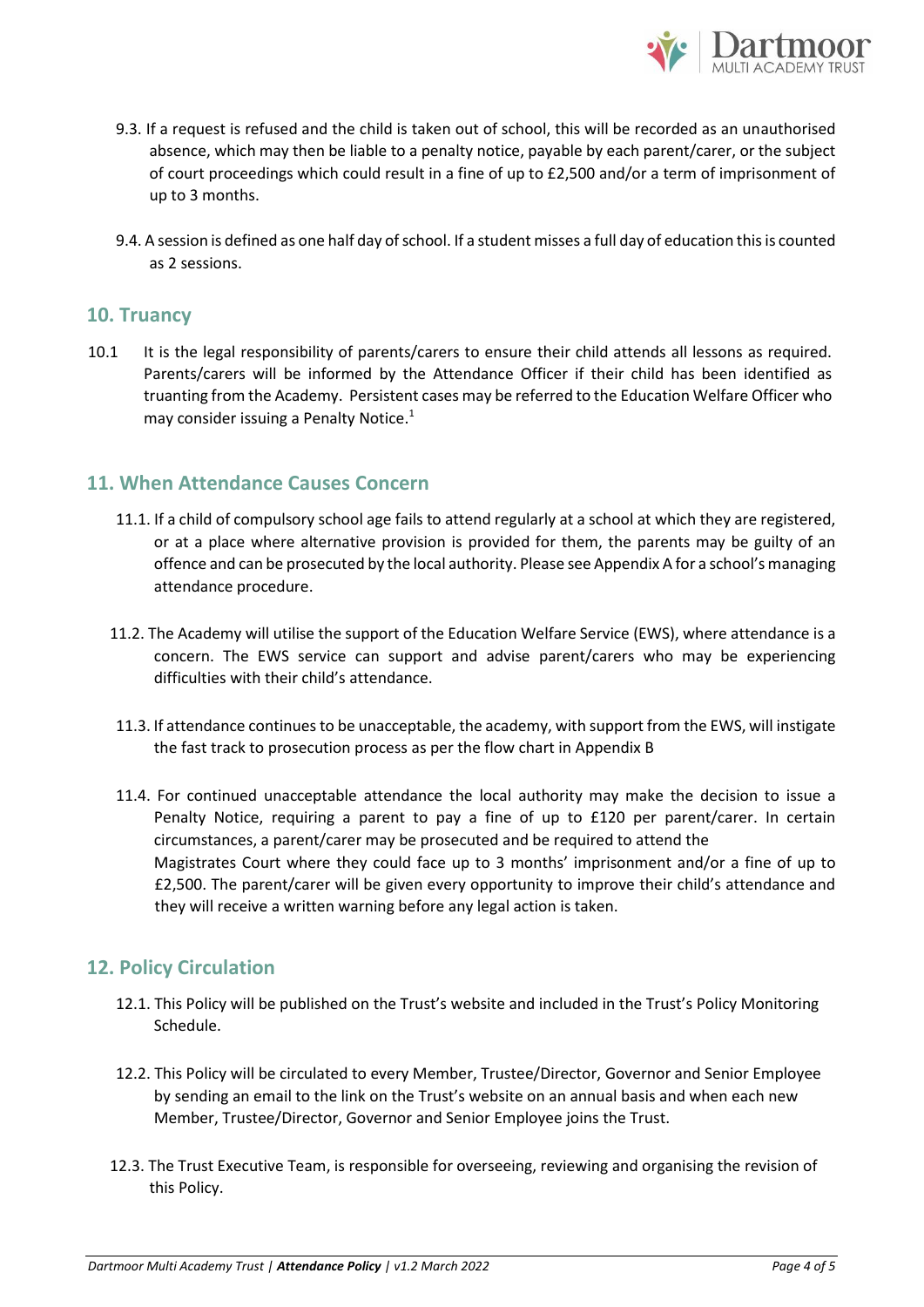9.3. If a request is refused and the child is taken out of school, this will be recorded as an unauthorised absence, which may then be liable to a penalty notice, payable by each parent/carer, or the subject of court proceedings which could result in a fine of up to £2,500 and/or a term of imprisonment of up to 3 months.

9.4. A session is defined as one half day of school. If a student misses a full day of education this is counted as 2 sessions.

## 10. Truancy

10.1 It is the legal responsibility of parents/carers to ensure their child attends all lessons as required. Parents/carers will be informed by the Attendance Officer if their child has been identified as truanting from the Academy. Persistent cases may be referred to the Education Welfare Officer who may consider issuing a Penalty Notice.[1]

## 11. When Attendance Causes Concern

11.1. If a child of compulsory school age fails to attend regularly at a school at which they are registered, or at a place where alternative provision is provided for them, the parents may be guilty of an offence and can be prosecuted by the local authority. Please see Appendix A for a school's managing attendance procedure.

11.2. The Academy will utilise the support of the Education Welfare Service (EWS), where attendance is a concern. The EWS service can support and advise parent/carers who may be experiencing difficulties with their child's attendance.

11.3. If attendance continues to be unacceptable, the academy, with support from the EWS, will instigate the fast track to prosecution process as per the flow chart in Appendix B

11.4. For continued unacceptable attendance the local authority may make the decision to issue a Penalty Notice, requiring a parent to pay a fine of up to £120 per parent/carer. In certain circumstances, a parent/carer may be prosecuted and be required to attend the Magistrates Court where they could face up to 3 months' imprisonment and/or a fine of up to £2,500. The parent/carer will be given every opportunity to improve their child's attendance and they will receive a written warning before any legal action is taken.

## 12. Policy Circulation

12.1. This Policy will be published on the Trust's website and included in the Trust's Policy Monitoring Schedule.

12.2. This Policy will be circulated to every Member, Trustee/Director, Governor and Senior Employee by sending an email to the link on the Trust's website on an annual basis and when each new Member, Trustee/Director, Governor and Senior Employee joins the Trust.

12.3. The Trust Executive Team, is responsible for overseeing, reviewing and organising the revision of this Policy.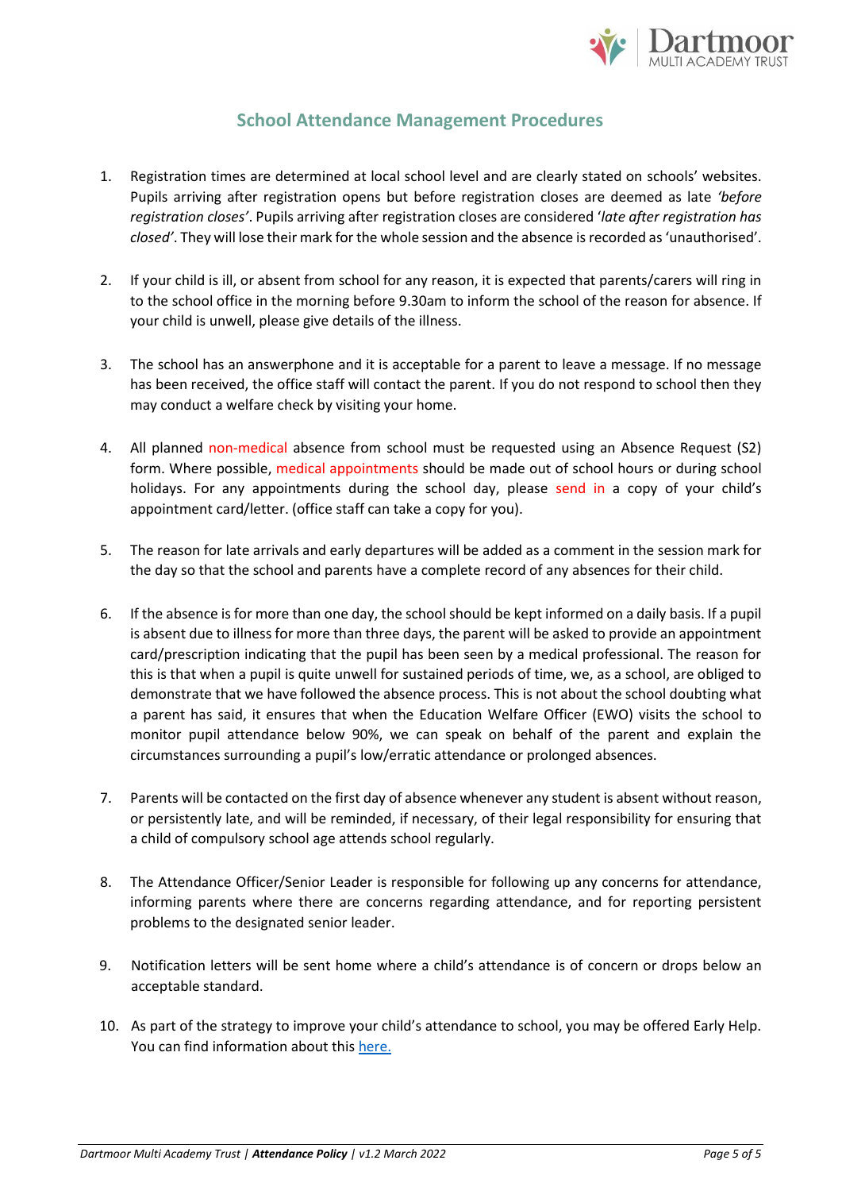## School Attendance Management Procedures

1. Registration times are determined at local school level and are clearly stated on schools' websites. Pupils arriving after registration opens but before registration closes are deemed as late *'before registration closes'*. Pupils arriving after registration closes are considered '*late after registration has closed'*. They will lose their mark for the whole session and the absence is recorded as 'unauthorised'.

2. If your child is ill, or absent from school for any reason, it is expected that parents/carers will ring in to the school office in the morning before 9.30am to inform the school of the reason for absence. If your child is unwell, please give details of the illness.

3. The school has an answerphone and it is acceptable for a parent to leave a message. If no message has been received, the office staff will contact the parent. If you do not respond to school then they may conduct a welfare check by visiting your home.

4. All planned non-medical absence from school must be requested using an Absence Request (S2) form. Where possible, medical appointments should be made out of school hours or during school holidays. For any appointments during the school day, please send in a copy of your child's appointment card/letter. (office staff can take a copy for you).

5. The reason for late arrivals and early departures will be added as a comment in the session mark for the day so that the school and parents have a complete record of any absences for their child.

6. If the absence is for more than one day, the school should be kept informed on a daily basis. If a pupil is absent due to illness for more than three days, the parent will be asked to provide an appointment card/prescription indicating that the pupil has been seen by a medical professional. The reason for this is that when a pupil is quite unwell for sustained periods of time, we, as a school, are obliged to demonstrate that we have followed the absence process. This is not about the school doubting what a parent has said, it ensures that when the Education Welfare Officer (EWO) visits the school to monitor pupil attendance below 90%, we can speak on behalf of the parent and explain the circumstances surrounding a pupil's low/erratic attendance or prolonged absences.

7. Parents will be contacted on the first day of absence whenever any student is absent without reason, or persistently late, and will be reminded, if necessary, of their legal responsibility for ensuring that a child of compulsory school age attends school regularly.

8. The Attendance Officer/Senior Leader is responsible for following up any concerns for attendance, informing parents where there are concerns regarding attendance, and for reporting persistent problems to the designated senior leader.

9. Notification letters will be sent home where a child's attendance is of concern or drops below an acceptable standard.

10. As part of the strategy to improve your child's attendance to school, you may be offered Early Help. You can find information about this here.